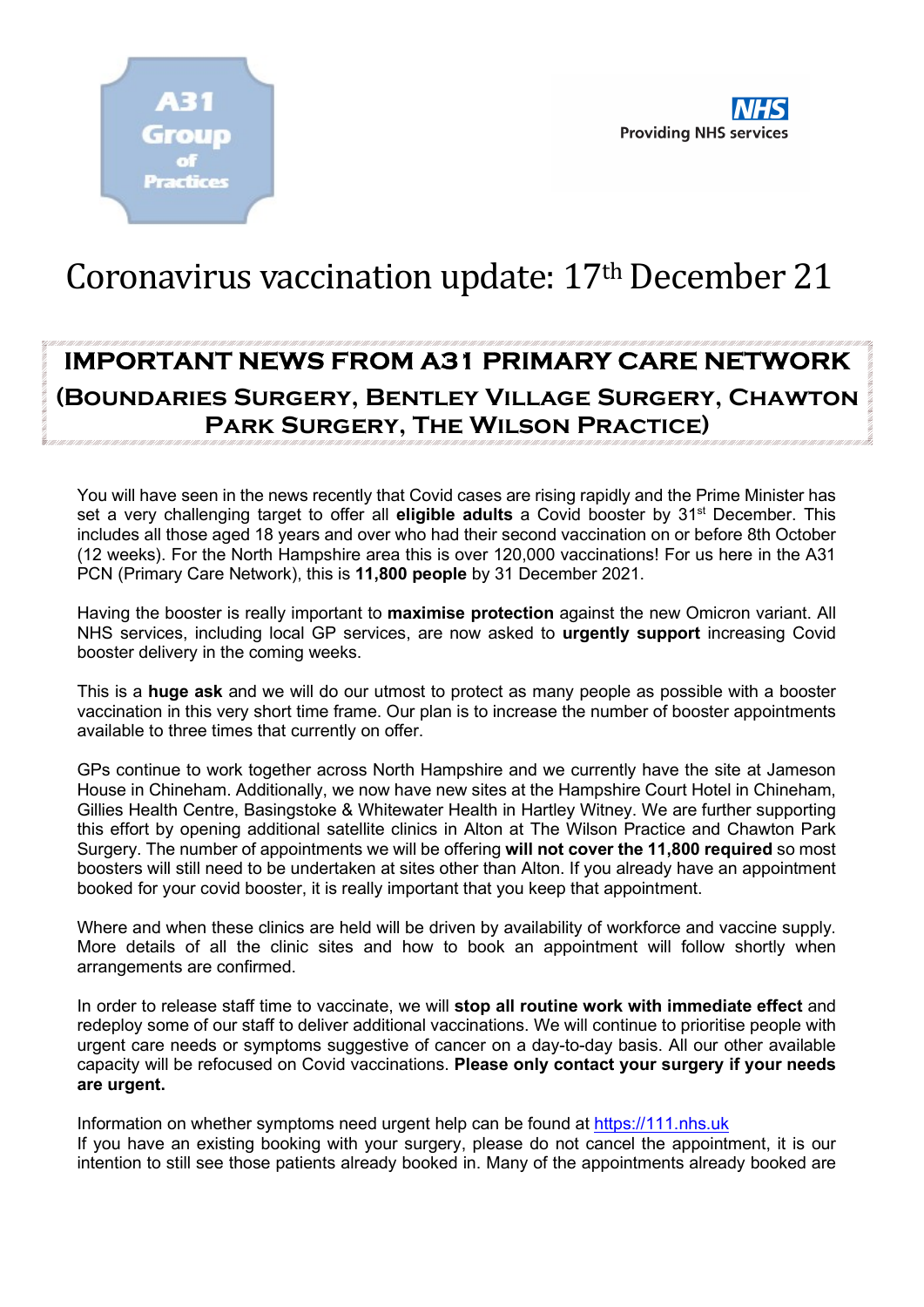A31 Group of Practices

NHS Providing NHS services

# Coronavirus vaccination update: 17th December 21

## IMPORTANT NEWS FROM A31 PRIMARY CARE NETWORK
### (Boundaries Surgery, Bentley Village Surgery, Chawton Park Surgery, The Wilson Practice)

You will have seen in the news recently that Covid cases are rising rapidly and the Prime Minister has set a very challenging target to offer all **eligible adults** a Covid booster by 31st December. This includes all those aged 18 years and over who had their second vaccination on or before 8th October (12 weeks). For the North Hampshire area this is over 120,000 vaccinations! For us here in the A31 PCN (Primary Care Network), this is **11,800 people** by 31 December 2021.

Having the booster is really important to **maximise protection** against the new Omicron variant. All NHS services, including local GP services, are now asked to **urgently support** increasing Covid booster delivery in the coming weeks.

This is a **huge ask** and we will do our utmost to protect as many people as possible with a booster vaccination in this very short time frame. Our plan is to increase the number of booster appointments available to three times that currently on offer.

GPs continue to work together across North Hampshire and we currently have the site at Jameson House in Chineham. Additionally, we now have new sites at the Hampshire Court Hotel in Chineham, Gillies Health Centre, Basingstoke & Whitewater Health in Hartley Witney. We are further supporting this effort by opening additional satellite clinics in Alton at The Wilson Practice and Chawton Park Surgery. The number of appointments we will be offering **will not cover the 11,800 required** so most boosters will still need to be undertaken at sites other than Alton. If you already have an appointment booked for your covid booster, it is really important that you keep that appointment.

Where and when these clinics are held will be driven by availability of workforce and vaccine supply. More details of all the clinic sites and how to book an appointment will follow shortly when arrangements are confirmed.

In order to release staff time to vaccinate, we will **stop all routine work with immediate effect** and redeploy some of our staff to deliver additional vaccinations. We will continue to prioritise people with urgent care needs or symptoms suggestive of cancer on a day-to-day basis. All our other available capacity will be refocused on Covid vaccinations. **Please only contact your surgery if your needs are urgent.**

Information on whether symptoms need urgent help can be found at https://111.nhs.uk
If you have an existing booking with your surgery, please do not cancel the appointment, it is our intention to still see those patients already booked in. Many of the appointments already booked are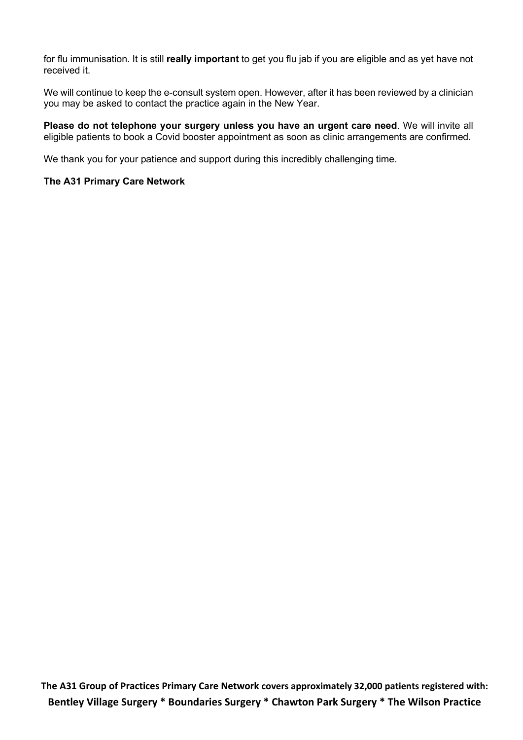for flu immunisation. It is still **really important** to get you flu jab if you are eligible and as yet have not received it.

We will continue to keep the e-consult system open. However, after it has been reviewed by a clinician you may be asked to contact the practice again in the New Year.

**Please do not telephone your surgery unless you have an urgent care need**. We will invite all eligible patients to book a Covid booster appointment as soon as clinic arrangements are confirmed.

We thank you for your patience and support during this incredibly challenging time.

**The A31 Primary Care Network**

**The A31 Group of Practices Primary Care Network covers approximately 32,000 patients registered with:**
**Bentley Village Surgery * Boundaries Surgery * Chawton Park Surgery * The Wilson Practice**